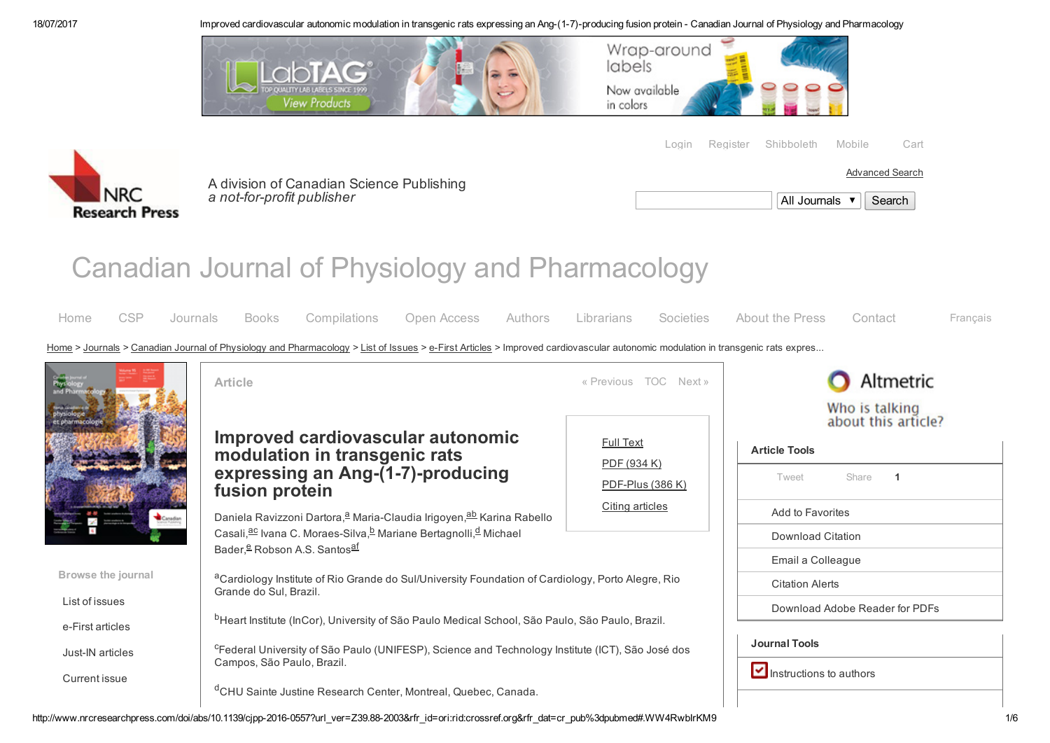# Improved cardiovascular autonomic modulation in transgenic rats expressing an Ang-(1-7)-producing fusion protein

Daniela Ravizzoni Dartora,[a] Maria-Claudia Irigoyen,[ab] Karina Rabello Casali,[ac] Ivana C. Moraes-Silva,[b] Mariane Bertagnolli,[d] Michael Bader,[e] Robson A.S. Santos[af]

[a]Cardiology Institute of Rio Grande do Sul/University Foundation of Cardiology, Porto Alegre, Rio Grande do Sul, Brazil.

[b]Heart Institute (InCor), University of São Paulo Medical School, São Paulo, São Paulo, Brazil.

[c]Federal University of São Paulo (UNIFESP), Science and Technology Institute (ICT), São José dos Campos, São Paulo, Brazil.

[d]CHU Sainte Justine Research Center, Montreal, Quebec, Canada.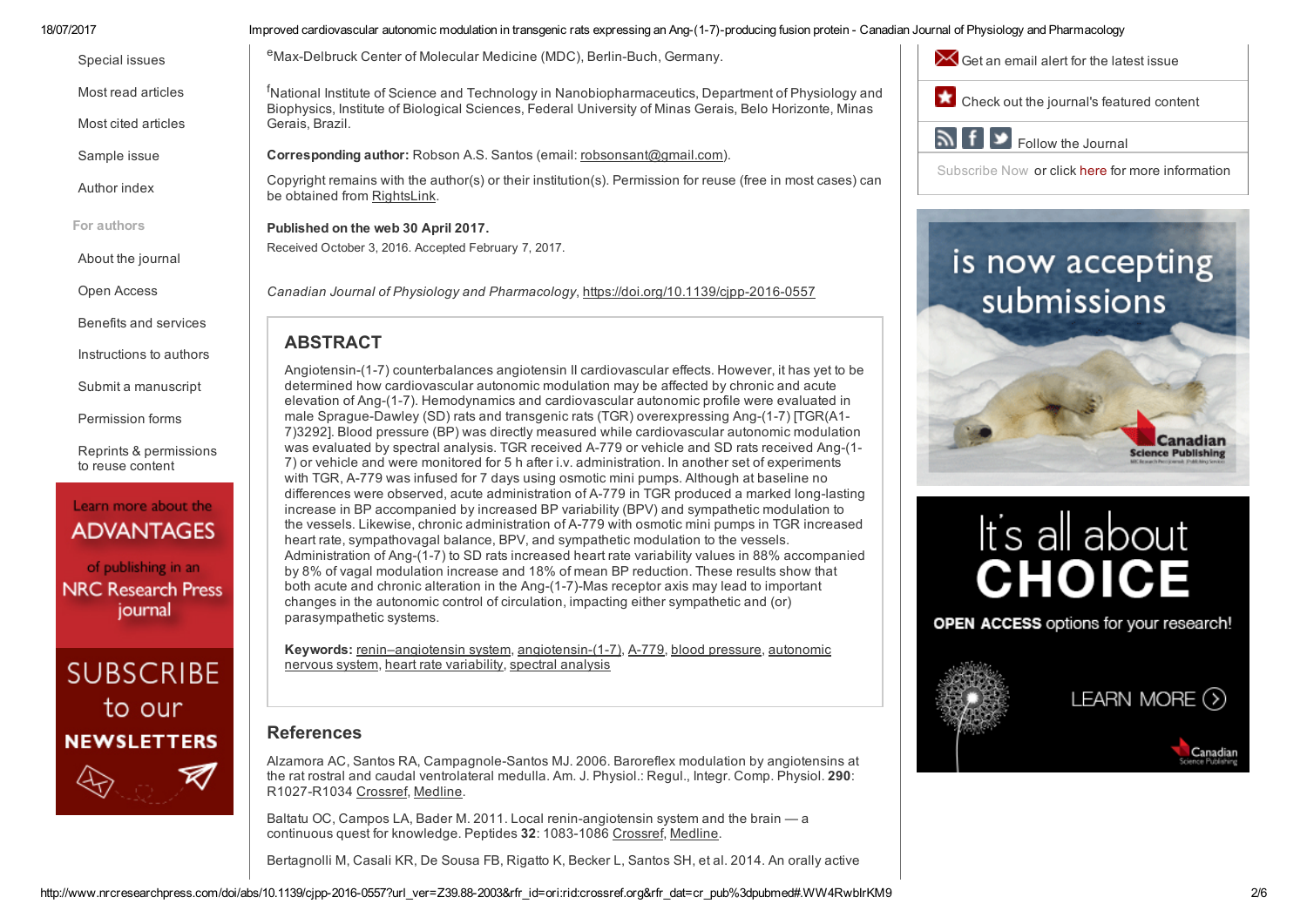[e]Max-Delbruck Center of Molecular Medicine (MDC), Berlin-Buch, Germany.

[f]National Institute of Science and Technology in Nanobiopharmaceutics, Department of Physiology and Biophysics, Institute of Biological Sciences, Federal University of Minas Gerais, Belo Horizonte, Minas Gerais, Brazil.

**Corresponding author:** Robson A.S. Santos (email: robsonsant@gmail.com).

Copyright remains with the author(s) or their institution(s). Permission for reuse (free in most cases) can be obtained from RightsLink.

**Published on the web 30 April 2017.**

Received October 3, 2016. Accepted February 7, 2017.

*Canadian Journal of Physiology and Pharmacology*, https://doi.org/10.1139/cjpp-2016-0557

## ABSTRACT

Angiotensin-(1-7) counterbalances angiotensin II cardiovascular effects. However, it has yet to be determined how cardiovascular autonomic modulation may be affected by chronic and acute elevation of Ang-(1-7). Hemodynamics and cardiovascular autonomic profile were evaluated in male Sprague-Dawley (SD) rats and transgenic rats (TGR) overexpressing Ang-(1-7) [TGR(A1-7)3292]. Blood pressure (BP) was directly measured while cardiovascular autonomic modulation was evaluated by spectral analysis. TGR received A-779 or vehicle and SD rats received Ang-(1-7) or vehicle and were monitored for 5 h after i.v. administration. In another set of experiments with TGR, A-779 was infused for 7 days using osmotic mini pumps. Although at baseline no differences were observed, acute administration of A-779 in TGR produced a marked long-lasting increase in BP accompanied by increased BP variability (BPV) and sympathetic modulation to the vessels. Likewise, chronic administration of A-779 with osmotic mini pumps in TGR increased heart rate, sympathovagal balance, BPV, and sympathetic modulation to the vessels. Administration of Ang-(1-7) to SD rats increased heart rate variability values in 88% accompanied by 8% of vagal modulation increase and 18% of mean BP reduction. These results show that both acute and chronic alteration in the Ang-(1-7)-Mas receptor axis may lead to important changes in the autonomic control of circulation, impacting either sympathetic and (or) parasympathetic systems.

**Keywords:** renin–angiotensin system, angiotensin-(1-7), A-779, blood pressure, autonomic nervous system, heart rate variability, spectral analysis

## References

Alzamora AC, Santos RA, Campagnole-Santos MJ. 2006. Baroreflex modulation by angiotensins at the rat rostral and caudal ventrolateral medulla. Am. J. Physiol.: Regul., Integr. Comp. Physiol. **290**: R1027-R1034 Crossref, Medline.

Baltatu OC, Campos LA, Bader M. 2011. Local renin-angiotensin system and the brain — a continuous quest for knowledge. Peptides **32**: 1083-1086 Crossref, Medline.

Bertagnolli M, Casali KR, De Sousa FB, Rigatto K, Becker L, Santos SH, et al. 2014. An orally active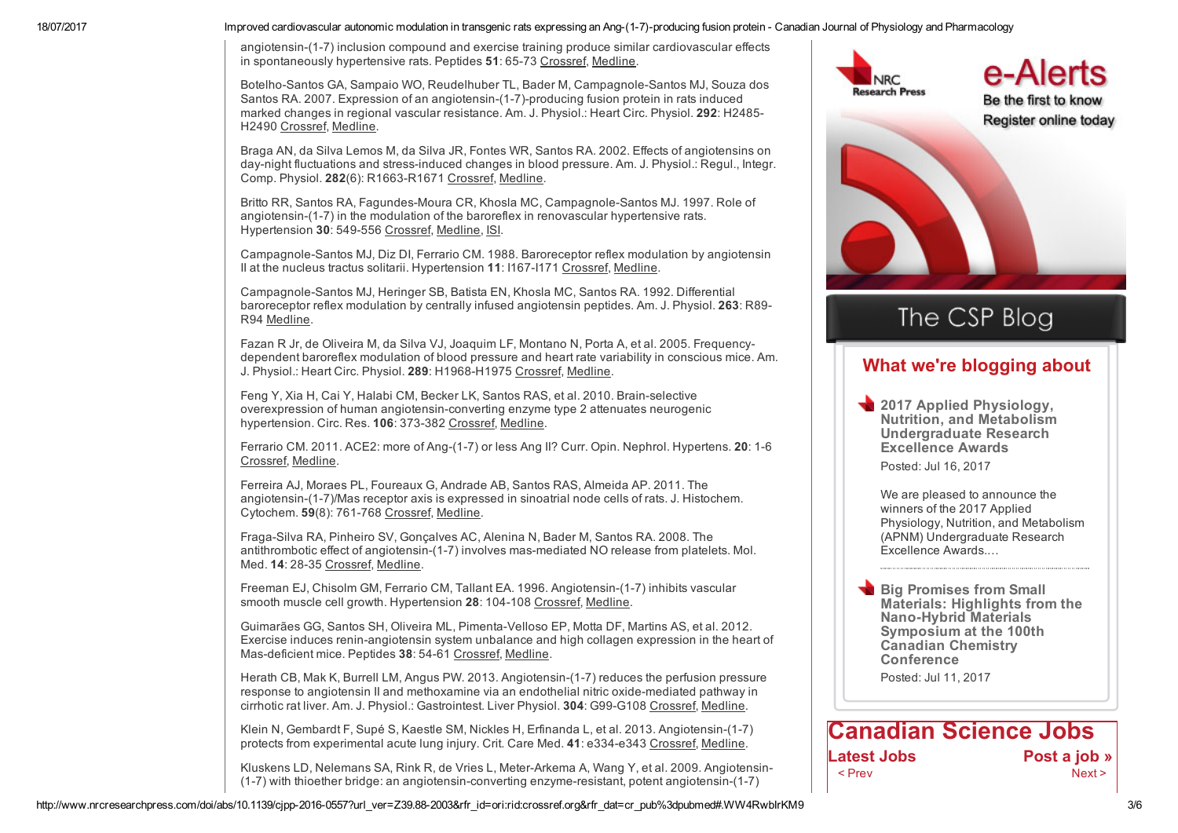angiotensin-(1-7) inclusion compound and exercise training produce similar cardiovascular effects in spontaneously hypertensive rats. Peptides **51**: 65-73 Crossref, Medline.

Botelho-Santos GA, Sampaio WO, Reudelhuber TL, Bader M, Campagnole-Santos MJ, Souza dos Santos RA. 2007. Expression of an angiotensin-(1-7)-producing fusion protein in rats induced marked changes in regional vascular resistance. Am. J. Physiol.: Heart Circ. Physiol. **292**: H2485-H2490 Crossref, Medline.

Braga AN, da Silva Lemos M, da Silva JR, Fontes WR, Santos RA. 2002. Effects of angiotensins on day-night fluctuations and stress-induced changes in blood pressure. Am. J. Physiol.: Regul., Integr. Comp. Physiol. **282**(6): R1663-R1671 Crossref, Medline.

Britto RR, Santos RA, Fagundes-Moura CR, Khosla MC, Campagnole-Santos MJ. 1997. Role of angiotensin-(1-7) in the modulation of the baroreflex in renovascular hypertensive rats. Hypertension **30**: 549-556 Crossref, Medline, ISI.

Campagnole-Santos MJ, Diz DI, Ferrario CM. 1988. Baroreceptor reflex modulation by angiotensin II at the nucleus tractus solitarii. Hypertension **11**: I167-I171 Crossref, Medline.

Campagnole-Santos MJ, Heringer SB, Batista EN, Khosla MC, Santos RA. 1992. Differential baroreceptor reflex modulation by centrally infused angiotensin peptides. Am. J. Physiol. **263**: R89-R94 Medline.

Fazan R Jr, de Oliveira M, da Silva VJ, Joaquim LF, Montano N, Porta A, et al. 2005. Frequency-dependent baroreflex modulation of blood pressure and heart rate variability in conscious mice. Am. J. Physiol.: Heart Circ. Physiol. **289**: H1968-H1975 Crossref, Medline.

Feng Y, Xia H, Cai Y, Halabi CM, Becker LK, Santos RAS, et al. 2010. Brain-selective overexpression of human angiotensin-converting enzyme type 2 attenuates neurogenic hypertension. Circ. Res. **106**: 373-382 Crossref, Medline.

Ferrario CM. 2011. ACE2: more of Ang-(1-7) or less Ang II? Curr. Opin. Nephrol. Hypertens. **20**: 1-6 Crossref, Medline.

Ferreira AJ, Moraes PL, Foureaux G, Andrade AB, Santos RAS, Almeida AP. 2011. The angiotensin-(1-7)/Mas receptor axis is expressed in sinoatrial node cells of rats. J. Histochem. Cytochem. **59**(8): 761-768 Crossref, Medline.

Fraga-Silva RA, Pinheiro SV, Gonçalves AC, Alenina N, Bader M, Santos RA. 2008. The antithrombotic effect of angiotensin-(1-7) involves mas-mediated NO release from platelets. Mol. Med. **14**: 28-35 Crossref, Medline.

Freeman EJ, Chisolm GM, Ferrario CM, Tallant EA. 1996. Angiotensin-(1-7) inhibits vascular smooth muscle cell growth. Hypertension **28**: 104-108 Crossref, Medline.

Guimarães GG, Santos SH, Oliveira ML, Pimenta-Velloso EP, Motta DF, Martins AS, et al. 2012. Exercise induces renin-angiotensin system unbalance and high collagen expression in the heart of Mas-deficient mice. Peptides **38**: 54-61 Crossref, Medline.

Herath CB, Mak K, Burrell LM, Angus PW. 2013. Angiotensin-(1-7) reduces the perfusion pressure response to angiotensin II and methoxamine via an endothelial nitric oxide-mediated pathway in cirrhotic rat liver. Am. J. Physiol.: Gastrointest. Liver Physiol. **304**: G99-G108 Crossref, Medline.

Klein N, Gembardt F, Supé S, Kaestle SM, Nickles H, Erfinanda L, et al. 2013. Angiotensin-(1-7) protects from experimental acute lung injury. Crit. Care Med. **41**: e334-e343 Crossref, Medline.

Kluskens LD, Nelemans SA, Rink R, de Vries L, Meter-Arkema A, Wang Y, et al. 2009. Angiotensin-(1-7) with thioether bridge: an angiotensin-converting enzyme-resistant, potent angiotensin-(1-7)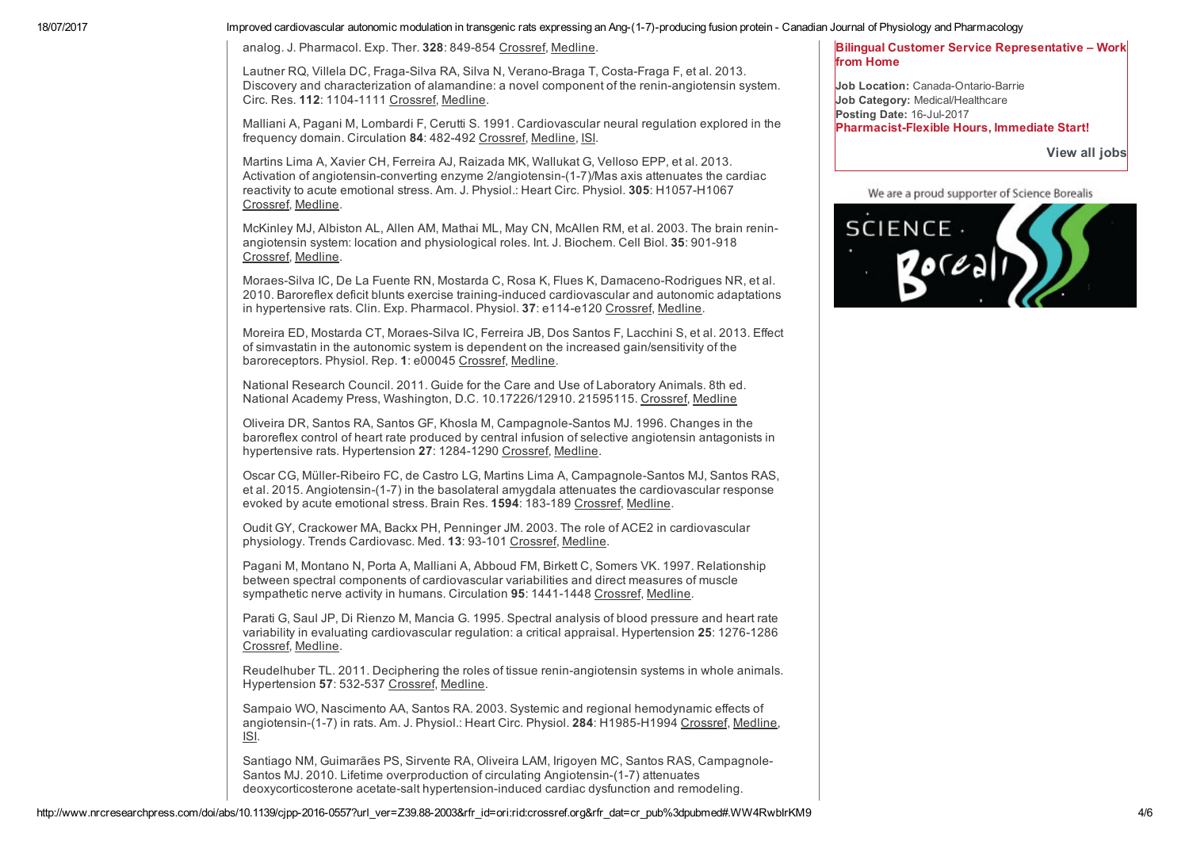analog. J. Pharmacol. Exp. Ther. **328**: 849-854 Crossref, Medline.

Lautner RQ, Villela DC, Fraga-Silva RA, Silva N, Verano-Braga T, Costa-Fraga F, et al. 2013. Discovery and characterization of alamandine: a novel component of the renin-angiotensin system. Circ. Res. **112**: 1104-1111 Crossref, Medline.

Malliani A, Pagani M, Lombardi F, Cerutti S. 1991. Cardiovascular neural regulation explored in the frequency domain. Circulation **84**: 482-492 Crossref, Medline, ISI.

Martins Lima A, Xavier CH, Ferreira AJ, Raizada MK, Wallukat G, Velloso EPP, et al. 2013. Activation of angiotensin-converting enzyme 2/angiotensin-(1-7)/Mas axis attenuates the cardiac reactivity to acute emotional stress. Am. J. Physiol.: Heart Circ. Physiol. **305**: H1057-H1067 Crossref, Medline.

McKinley MJ, Albiston AL, Allen AM, Mathai ML, May CN, McAllen RM, et al. 2003. The brain renin-angiotensin system: location and physiological roles. Int. J. Biochem. Cell Biol. **35**: 901-918 Crossref, Medline.

Moraes-Silva IC, De La Fuente RN, Mostarda C, Rosa K, Flues K, Damaceno-Rodrigues NR, et al. 2010. Baroreflex deficit blunts exercise training-induced cardiovascular and autonomic adaptations in hypertensive rats. Clin. Exp. Pharmacol. Physiol. **37**: e114-e120 Crossref, Medline.

Moreira ED, Mostarda CT, Moraes-Silva IC, Ferreira JB, Dos Santos F, Lacchini S, et al. 2013. Effect of simvastatin in the autonomic system is dependent on the increased gain/sensitivity of the baroreceptors. Physiol. Rep. **1**: e00045 Crossref, Medline.

National Research Council. 2011. Guide for the Care and Use of Laboratory Animals. 8th ed. National Academy Press, Washington, D.C. 10.17226/12910. 21595115. Crossref, Medline

Oliveira DR, Santos RA, Santos GF, Khosla M, Campagnole-Santos MJ. 1996. Changes in the baroreflex control of heart rate produced by central infusion of selective angiotensin antagonists in hypertensive rats. Hypertension **27**: 1284-1290 Crossref, Medline.

Oscar CG, Müller-Ribeiro FC, de Castro LG, Martins Lima A, Campagnole-Santos MJ, Santos RAS, et al. 2015. Angiotensin-(1-7) in the basolateral amygdala attenuates the cardiovascular response evoked by acute emotional stress. Brain Res. **1594**: 183-189 Crossref, Medline.

Oudit GY, Crackower MA, Backx PH, Penninger JM. 2003. The role of ACE2 in cardiovascular physiology. Trends Cardiovasc. Med. **13**: 93-101 Crossref, Medline.

Pagani M, Montano N, Porta A, Malliani A, Abboud FM, Birkett C, Somers VK. 1997. Relationship between spectral components of cardiovascular variabilities and direct measures of muscle sympathetic nerve activity in humans. Circulation **95**: 1441-1448 Crossref, Medline.

Parati G, Saul JP, Di Rienzo M, Mancia G. 1995. Spectral analysis of blood pressure and heart rate variability in evaluating cardiovascular regulation: a critical appraisal. Hypertension **25**: 1276-1286 Crossref, Medline.

Reudelhuber TL. 2011. Deciphering the roles of tissue renin-angiotensin systems in whole animals. Hypertension **57**: 532-537 Crossref, Medline.

Sampaio WO, Nascimento AA, Santos RA. 2003. Systemic and regional hemodynamic effects of angiotensin-(1-7) in rats. Am. J. Physiol.: Heart Circ. Physiol. **284**: H1985-H1994 Crossref, Medline, ISI.

Santiago NM, Guimarães PS, Sirvente RA, Oliveira LAM, Irigoyen MC, Santos RAS, Campagnole-Santos MJ. 2010. Lifetime overproduction of circulating Angiotensin-(1-7) attenuates deoxycorticosterone acetate-salt hypertension-induced cardiac dysfunction and remodeling.

**Bilingual Customer Service Representative – Work from Home**

**Job Location:** Canada-Ontario-Barrie
**Job Category:** Medical/Healthcare
**Posting Date:** 16-Jul-2017

**Pharmacist-Flexible Hours, Immediate Start!**

**View all jobs**

We are a proud supporter of Science Borealis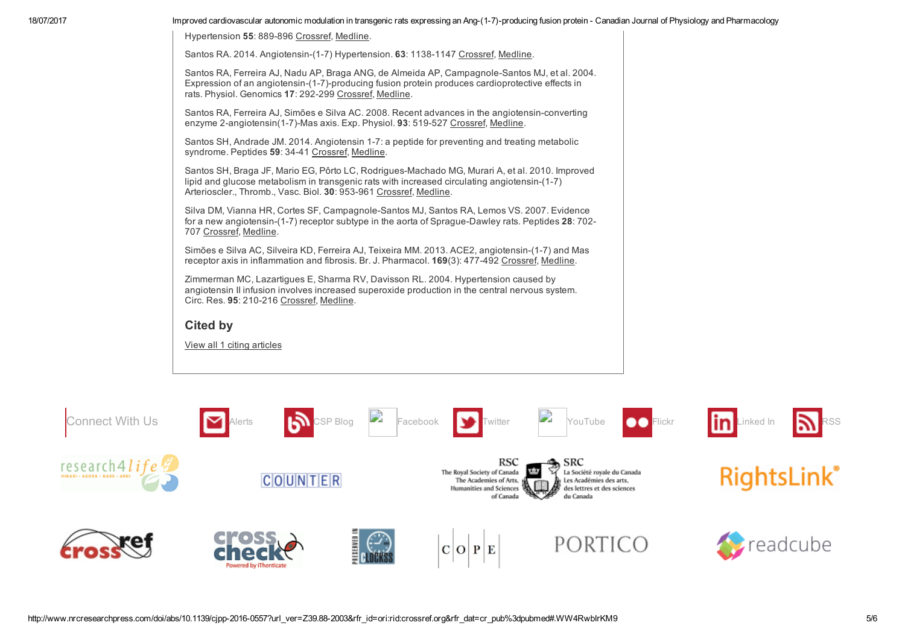Hypertension **55**: 889-896 Crossref, Medline.

Santos RA. 2014. Angiotensin-(1-7) Hypertension. **63**: 1138-1147 Crossref, Medline.

Santos RA, Ferreira AJ, Nadu AP, Braga ANG, de Almeida AP, Campagnole-Santos MJ, et al. 2004. Expression of an angiotensin-(1-7)-producing fusion protein produces cardioprotective effects in rats. Physiol. Genomics **17**: 292-299 Crossref, Medline.

Santos RA, Ferreira AJ, Simões e Silva AC. 2008. Recent advances in the angiotensin-converting enzyme 2-angiotensin(1-7)-Mas axis. Exp. Physiol. **93**: 519-527 Crossref, Medline.

Santos SH, Andrade JM. 2014. Angiotensin 1-7: a peptide for preventing and treating metabolic syndrome. Peptides **59**: 34-41 Crossref, Medline.

Santos SH, Braga JF, Mario EG, Pôrto LC, Rodrigues-Machado MG, Murari A, et al. 2010. Improved lipid and glucose metabolism in transgenic rats with increased circulating angiotensin-(1-7) Arterioscler., Thromb., Vasc. Biol. **30**: 953-961 Crossref, Medline.

Silva DM, Vianna HR, Cortes SF, Campagnole-Santos MJ, Santos RA, Lemos VS. 2007. Evidence for a new angiotensin-(1-7) receptor subtype in the aorta of Sprague-Dawley rats. Peptides **28**: 702-707 Crossref, Medline.

Simões e Silva AC, Silveira KD, Ferreira AJ, Teixeira MM. 2013. ACE2, angiotensin-(1-7) and Mas receptor axis in inflammation and fibrosis. Br. J. Pharmacol. **169**(3): 477-492 Crossref, Medline.

Zimmerman MC, Lazartigues E, Sharma RV, Davisson RL. 2004. Hypertension caused by angiotensin II infusion involves increased superoxide production in the central nervous system. Circ. Res. **95**: 210-216 Crossref, Medline.

## Cited by

View all 1 citing articles

Connect With Us | Alerts | CSP Blog | Facebook | Twitter | YouTube | Flickr | Linked In | RSS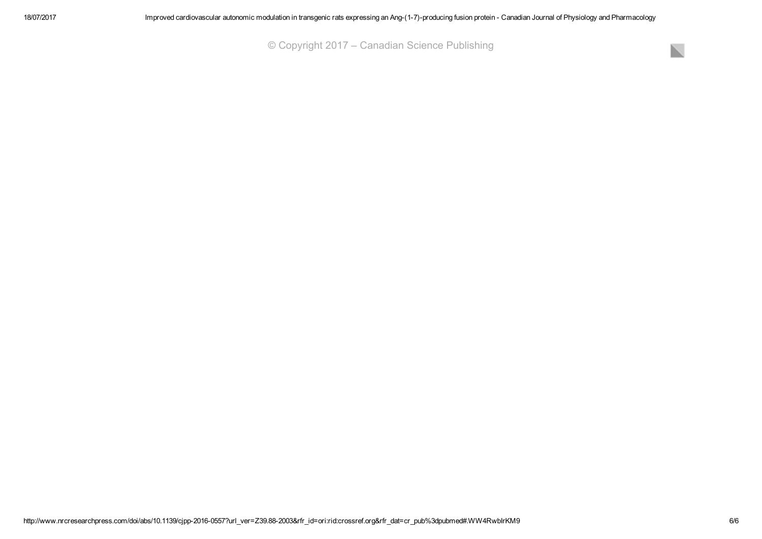© Copyright 2017 – Canadian Science Publishing